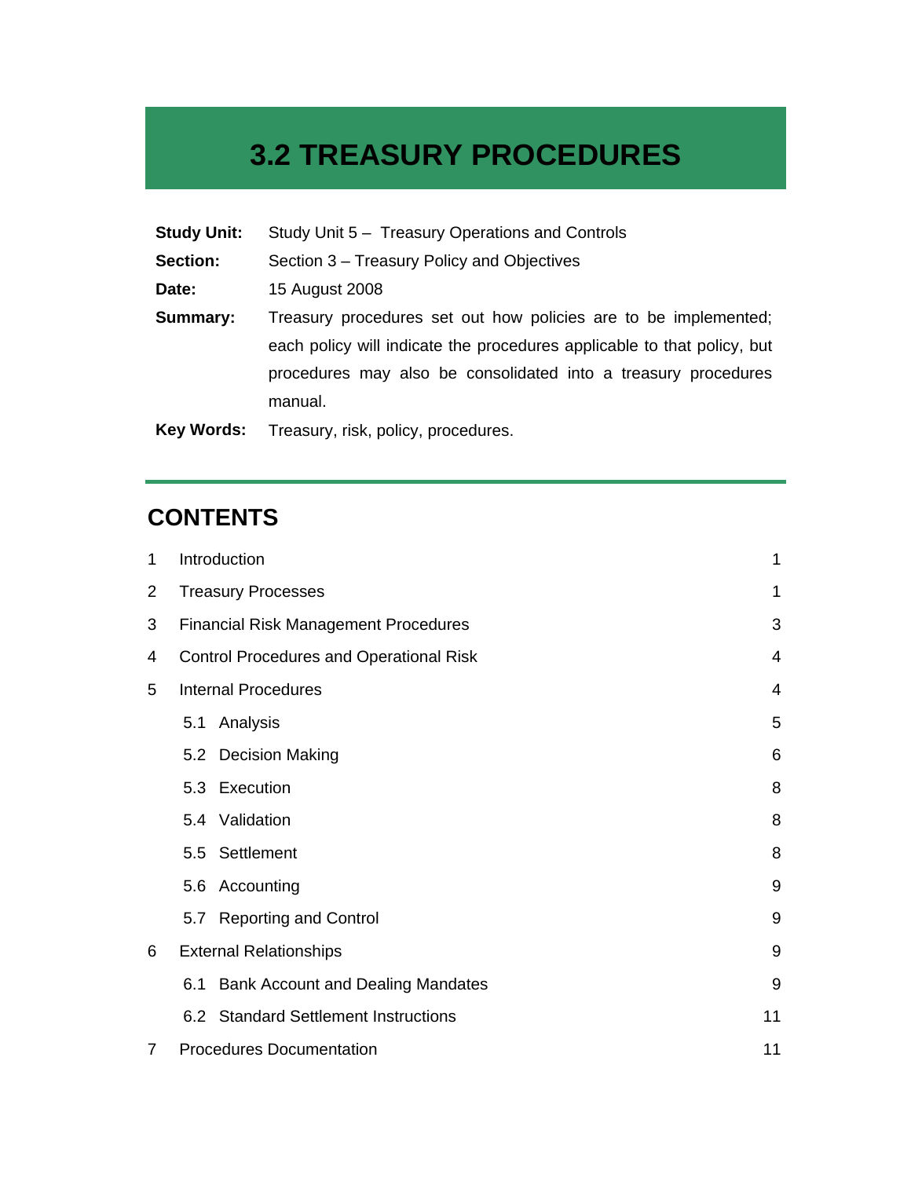# 3.2 TREASURY PROCEDURES

| | |
|---|---|
| **Study Unit:** | Study Unit 5 – Treasury Operations and Controls |
| **Section:** | Section 3 – Treasury Policy and Objectives |
| **Date:** | 15 August 2008 |
| **Summary:** | Treasury procedures set out how policies are to be implemented; each policy will indicate the procedures applicable to that policy, but procedures may also be consolidated into a treasury procedures manual. |
| **Key Words:** | Treasury, risk, policy, procedures. |

## CONTENTS

| | | |
|---|---|---|
| 1 | Introduction | 1 |
| 2 | Treasury Processes | 1 |
| 3 | Financial Risk Management Procedures | 3 |
| 4 | Control Procedures and Operational Risk | 4 |
| 5 | Internal Procedures | 4 |
| | 5.1 Analysis | 5 |
| | 5.2 Decision Making | 6 |
| | 5.3 Execution | 8 |
| | 5.4 Validation | 8 |
| | 5.5 Settlement | 8 |
| | 5.6 Accounting | 9 |
| | 5.7 Reporting and Control | 9 |
| 6 | External Relationships | 9 |
| | 6.1 Bank Account and Dealing Mandates | 9 |
| | 6.2 Standard Settlement Instructions | 11 |
| 7 | Procedures Documentation | 11 |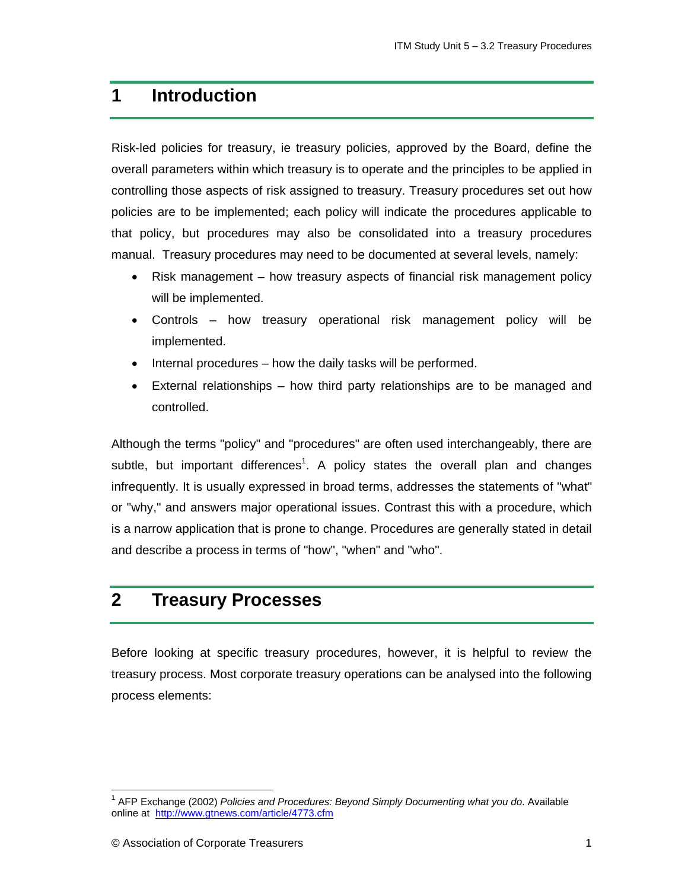# 1 Introduction

Risk-led policies for treasury, ie treasury policies, approved by the Board, define the overall parameters within which treasury is to operate and the principles to be applied in controlling those aspects of risk assigned to treasury. Treasury procedures set out how policies are to be implemented; each policy will indicate the procedures applicable to that policy, but procedures may also be consolidated into a treasury procedures manual. Treasury procedures may need to be documented at several levels, namely:

- Risk management – how treasury aspects of financial risk management policy will be implemented.
- Controls – how treasury operational risk management policy will be implemented.
- Internal procedures – how the daily tasks will be performed.
- External relationships – how third party relationships are to be managed and controlled.

Although the terms "policy" and "procedures" are often used interchangeably, there are subtle, but important differences[1]. A policy states the overall plan and changes infrequently. It is usually expressed in broad terms, addresses the statements of "what" or "why," and answers major operational issues. Contrast this with a procedure, which is a narrow application that is prone to change. Procedures are generally stated in detail and describe a process in terms of "how", "when" and "who".

# 2 Treasury Processes

Before looking at specific treasury procedures, however, it is helpful to review the treasury process. Most corporate treasury operations can be analysed into the following process elements:

---

[1] AFP Exchange (2002) *Policies and Procedures: Beyond Simply Documenting what you do*. Available online at http://www.gtnews.com/article/4773.cfm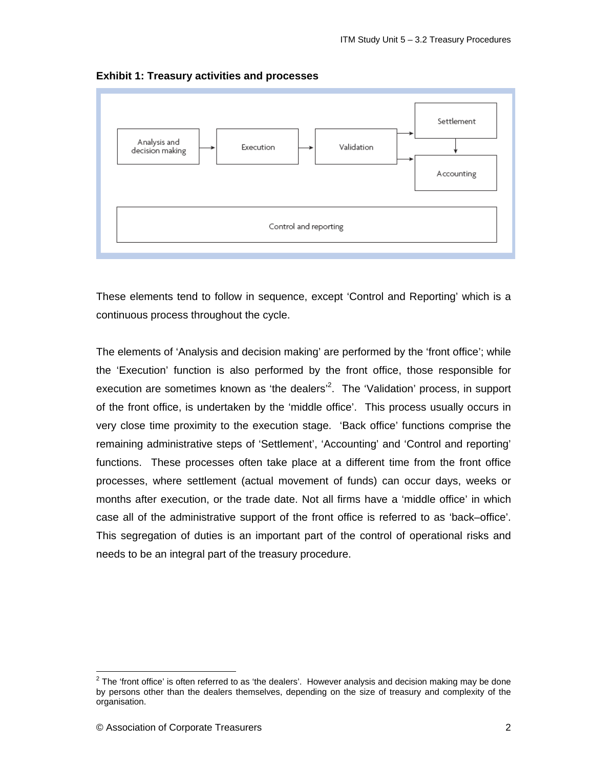**Exhibit 1: Treasury activities and processes**

Analysis and decision making → Execution → Validation → Settlement / Accounting

Settlement → Accounting

Control and reporting

These elements tend to follow in sequence, except ‘Control and Reporting’ which is a continuous process throughout the cycle.

The elements of ‘Analysis and decision making’ are performed by the ‘front office’; while the ‘Execution’ function is also performed by the front office, those responsible for execution are sometimes known as ‘the dealers’[2]. The ‘Validation’ process, in support of the front office, is undertaken by the ‘middle office’. This process usually occurs in very close time proximity to the execution stage. ‘Back office’ functions comprise the remaining administrative steps of ‘Settlement’, ‘Accounting’ and ‘Control and reporting’ functions. These processes often take place at a different time from the front office processes, where settlement (actual movement of funds) can occur days, weeks or months after execution, or the trade date. Not all firms have a ‘middle office’ in which case all of the administrative support of the front office is referred to as ‘back–office’. This segregation of duties is an important part of the control of operational risks and needs to be an integral part of the treasury procedure.

[2] The ‘front office’ is often referred to as ‘the dealers’. However analysis and decision making may be done by persons other than the dealers themselves, depending on the size of treasury and complexity of the organisation.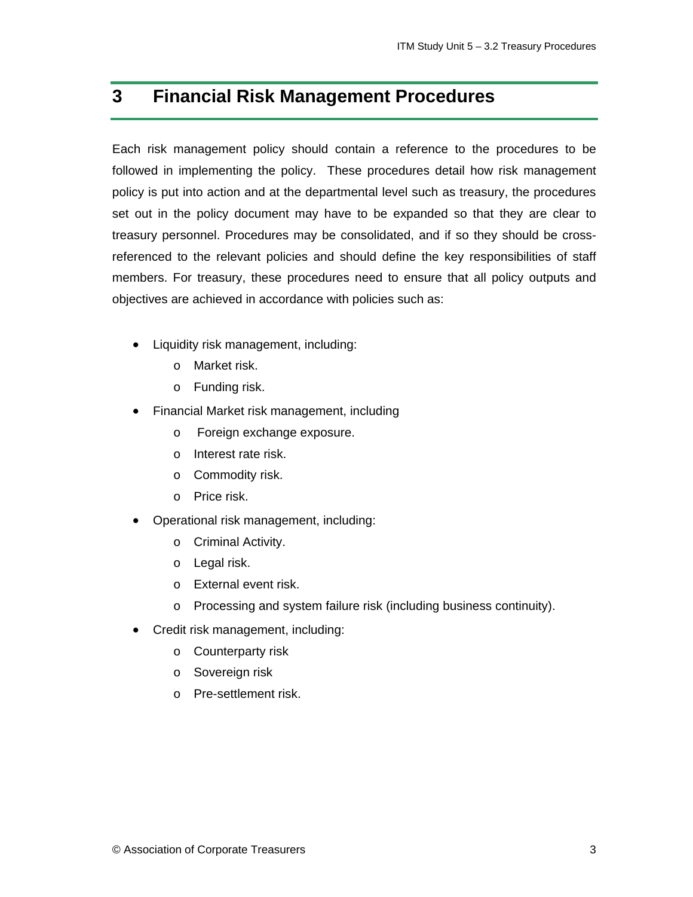# 3 Financial Risk Management Procedures

Each risk management policy should contain a reference to the procedures to be followed in implementing the policy. These procedures detail how risk management policy is put into action and at the departmental level such as treasury, the procedures set out in the policy document may have to be expanded so that they are clear to treasury personnel. Procedures may be consolidated, and if so they should be cross-referenced to the relevant policies and should define the key responsibilities of staff members. For treasury, these procedures need to ensure that all policy outputs and objectives are achieved in accordance with policies such as:

- Liquidity risk management, including:
  - Market risk.
  - Funding risk.
- Financial Market risk management, including
  - Foreign exchange exposure.
  - Interest rate risk.
  - Commodity risk.
  - Price risk.
- Operational risk management, including:
  - Criminal Activity.
  - Legal risk.
  - External event risk.
  - Processing and system failure risk (including business continuity).
- Credit risk management, including:
  - Counterparty risk
  - Sovereign risk
  - Pre-settlement risk.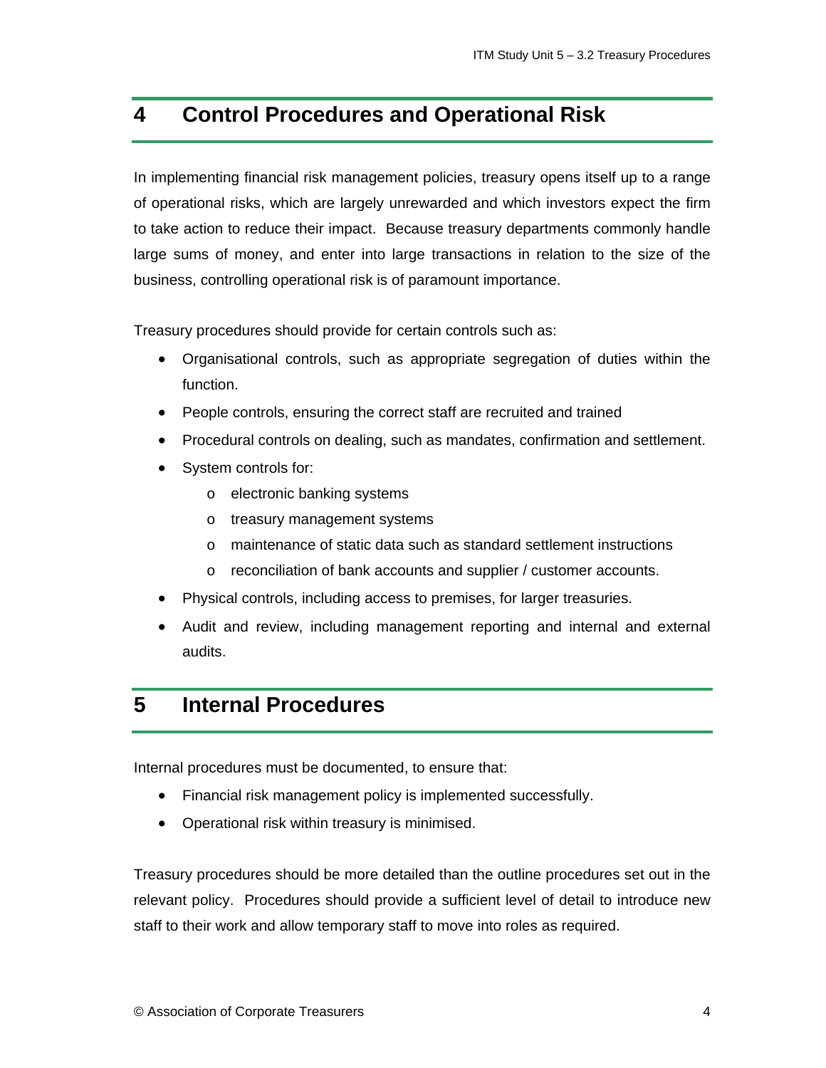# 4 Control Procedures and Operational Risk

In implementing financial risk management policies, treasury opens itself up to a range of operational risks, which are largely unrewarded and which investors expect the firm to take action to reduce their impact. Because treasury departments commonly handle large sums of money, and enter into large transactions in relation to the size of the business, controlling operational risk is of paramount importance.

Treasury procedures should provide for certain controls such as:

- Organisational controls, such as appropriate segregation of duties within the function.
- People controls, ensuring the correct staff are recruited and trained
- Procedural controls on dealing, such as mandates, confirmation and settlement.
- System controls for:
  - electronic banking systems
  - treasury management systems
  - maintenance of static data such as standard settlement instructions
  - reconciliation of bank accounts and supplier / customer accounts.
- Physical controls, including access to premises, for larger treasuries.
- Audit and review, including management reporting and internal and external audits.

# 5 Internal Procedures

Internal procedures must be documented, to ensure that:

- Financial risk management policy is implemented successfully.
- Operational risk within treasury is minimised.

Treasury procedures should be more detailed than the outline procedures set out in the relevant policy. Procedures should provide a sufficient level of detail to introduce new staff to their work and allow temporary staff to move into roles as required.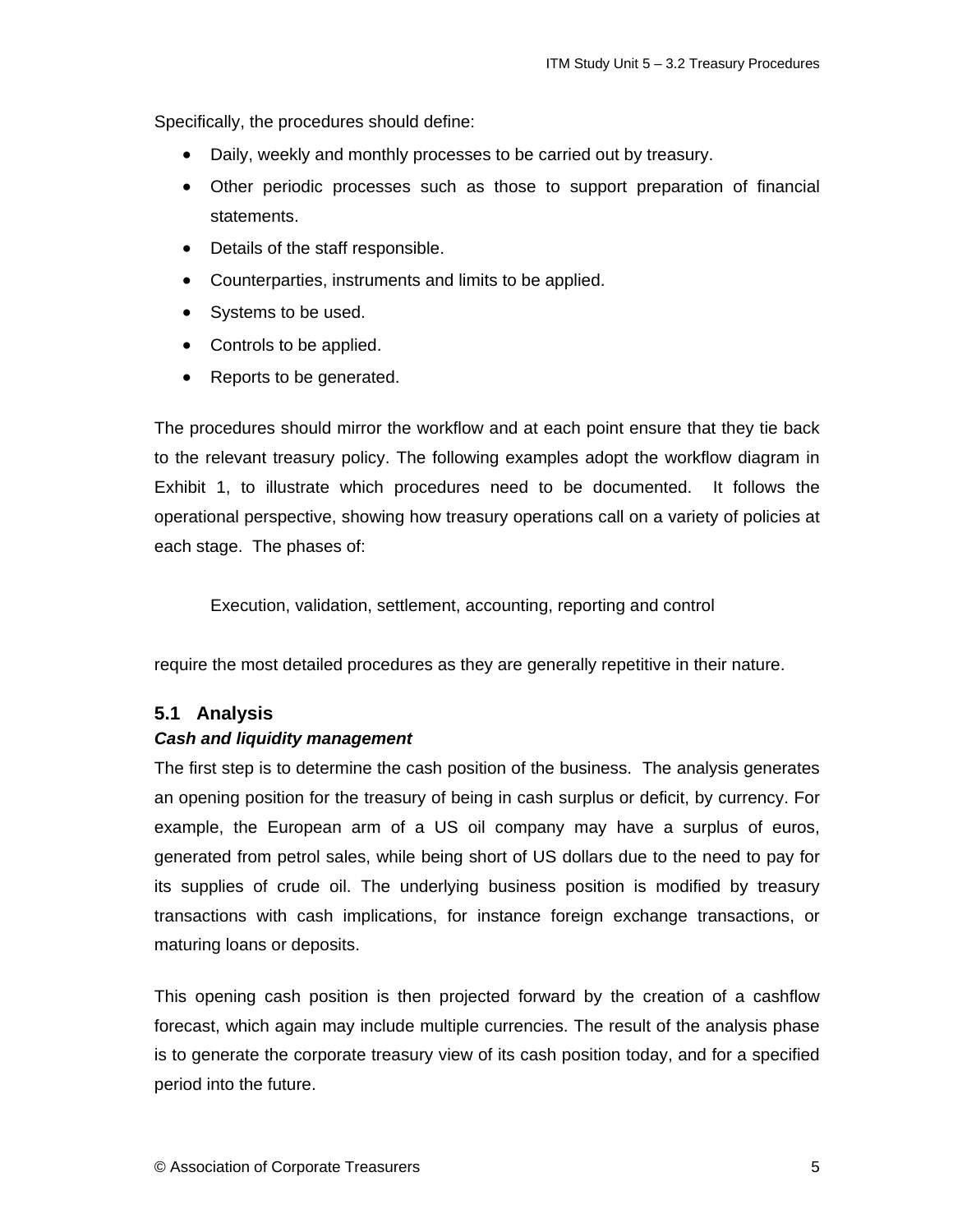Specifically, the procedures should define:

- Daily, weekly and monthly processes to be carried out by treasury.
- Other periodic processes such as those to support preparation of financial statements.
- Details of the staff responsible.
- Counterparties, instruments and limits to be applied.
- Systems to be used.
- Controls to be applied.
- Reports to be generated.

The procedures should mirror the workflow and at each point ensure that they tie back to the relevant treasury policy. The following examples adopt the workflow diagram in Exhibit 1, to illustrate which procedures need to be documented. It follows the operational perspective, showing how treasury operations call on a variety of policies at each stage. The phases of:

> Execution, validation, settlement, accounting, reporting and control

require the most detailed procedures as they are generally repetitive in their nature.

## 5.1 Analysis

***Cash and liquidity management***

The first step is to determine the cash position of the business. The analysis generates an opening position for the treasury of being in cash surplus or deficit, by currency. For example, the European arm of a US oil company may have a surplus of euros, generated from petrol sales, while being short of US dollars due to the need to pay for its supplies of crude oil. The underlying business position is modified by treasury transactions with cash implications, for instance foreign exchange transactions, or maturing loans or deposits.

This opening cash position is then projected forward by the creation of a cashflow forecast, which again may include multiple currencies. The result of the analysis phase is to generate the corporate treasury view of its cash position today, and for a specified period into the future.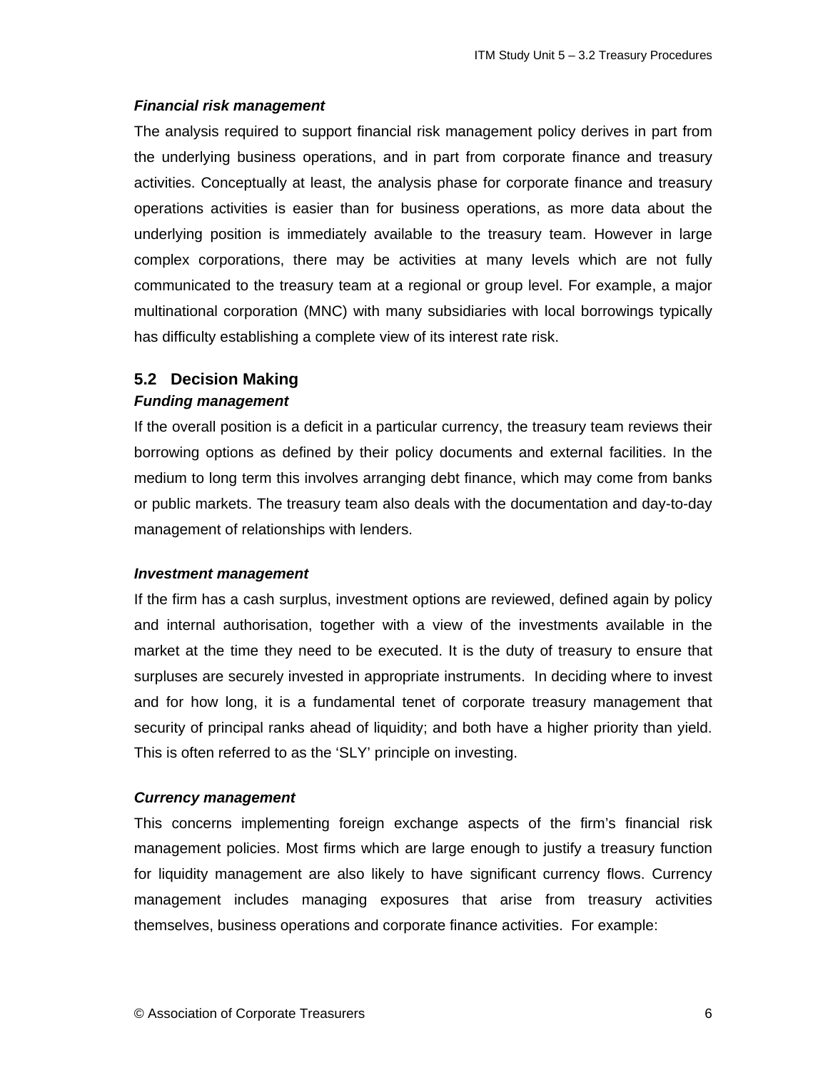***Financial risk management***

The analysis required to support financial risk management policy derives in part from the underlying business operations, and in part from corporate finance and treasury activities. Conceptually at least, the analysis phase for corporate finance and treasury operations activities is easier than for business operations, as more data about the underlying position is immediately available to the treasury team. However in large complex corporations, there may be activities at many levels which are not fully communicated to the treasury team at a regional or group level. For example, a major multinational corporation (MNC) with many subsidiaries with local borrowings typically has difficulty establishing a complete view of its interest rate risk.

## 5.2 Decision Making

***Funding management***

If the overall position is a deficit in a particular currency, the treasury team reviews their borrowing options as defined by their policy documents and external facilities. In the medium to long term this involves arranging debt finance, which may come from banks or public markets. The treasury team also deals with the documentation and day-to-day management of relationships with lenders.

***Investment management***

If the firm has a cash surplus, investment options are reviewed, defined again by policy and internal authorisation, together with a view of the investments available in the market at the time they need to be executed. It is the duty of treasury to ensure that surpluses are securely invested in appropriate instruments. In deciding where to invest and for how long, it is a fundamental tenet of corporate treasury management that security of principal ranks ahead of liquidity; and both have a higher priority than yield. This is often referred to as the 'SLY' principle on investing.

***Currency management***

This concerns implementing foreign exchange aspects of the firm's financial risk management policies. Most firms which are large enough to justify a treasury function for liquidity management are also likely to have significant currency flows. Currency management includes managing exposures that arise from treasury activities themselves, business operations and corporate finance activities. For example: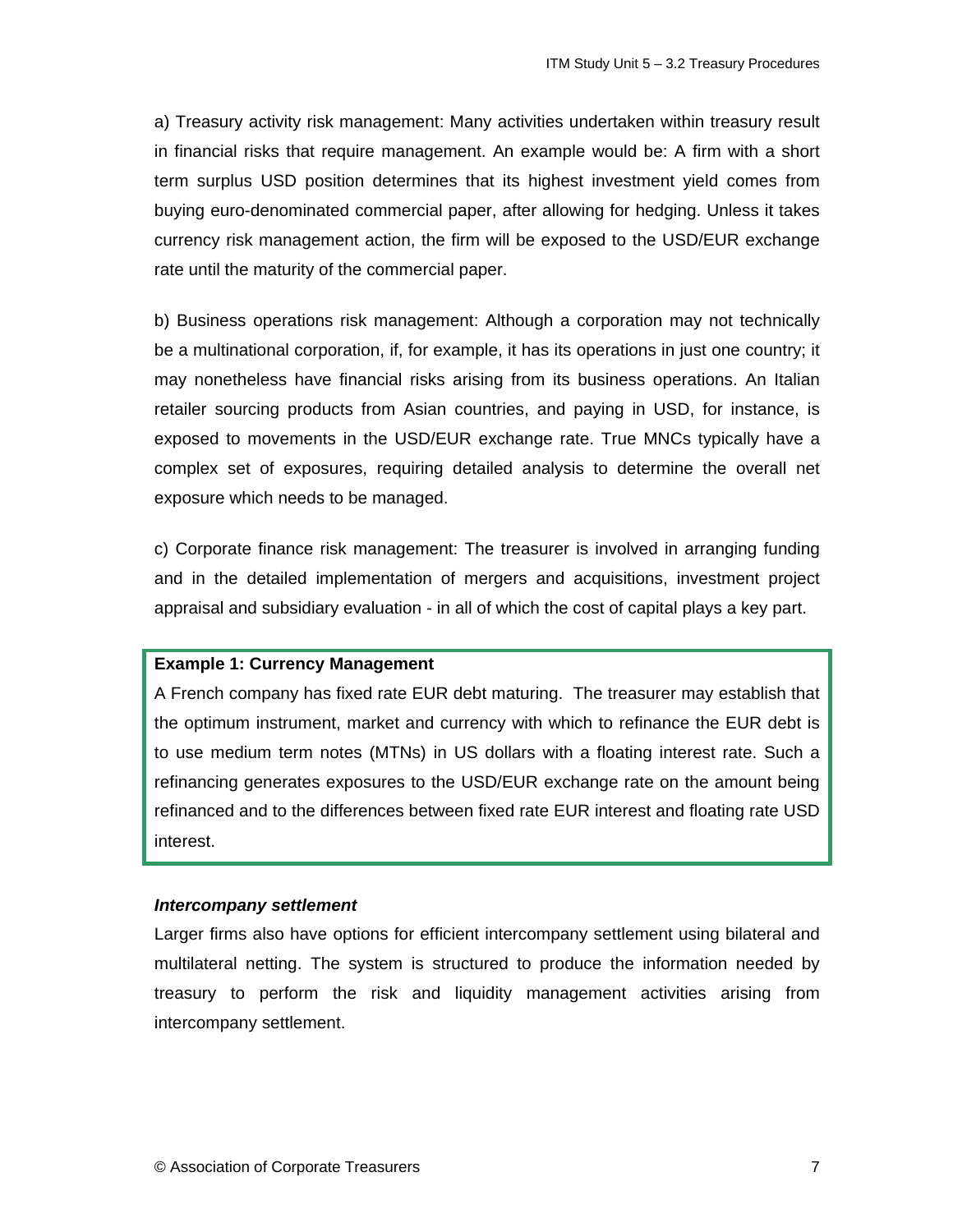a) Treasury activity risk management: Many activities undertaken within treasury result in financial risks that require management. An example would be: A firm with a short term surplus USD position determines that its highest investment yield comes from buying euro-denominated commercial paper, after allowing for hedging. Unless it takes currency risk management action, the firm will be exposed to the USD/EUR exchange rate until the maturity of the commercial paper.

b) Business operations risk management: Although a corporation may not technically be a multinational corporation, if, for example, it has its operations in just one country; it may nonetheless have financial risks arising from its business operations. An Italian retailer sourcing products from Asian countries, and paying in USD, for instance, is exposed to movements in the USD/EUR exchange rate. True MNCs typically have a complex set of exposures, requiring detailed analysis to determine the overall net exposure which needs to be managed.

c) Corporate finance risk management: The treasurer is involved in arranging funding and in the detailed implementation of mergers and acquisitions, investment project appraisal and subsidiary evaluation - in all of which the cost of capital plays a key part.

**Example 1: Currency Management**

A French company has fixed rate EUR debt maturing. The treasurer may establish that the optimum instrument, market and currency with which to refinance the EUR debt is to use medium term notes (MTNs) in US dollars with a floating interest rate. Such a refinancing generates exposures to the USD/EUR exchange rate on the amount being refinanced and to the differences between fixed rate EUR interest and floating rate USD interest.

***Intercompany settlement***

Larger firms also have options for efficient intercompany settlement using bilateral and multilateral netting. The system is structured to produce the information needed by treasury to perform the risk and liquidity management activities arising from intercompany settlement.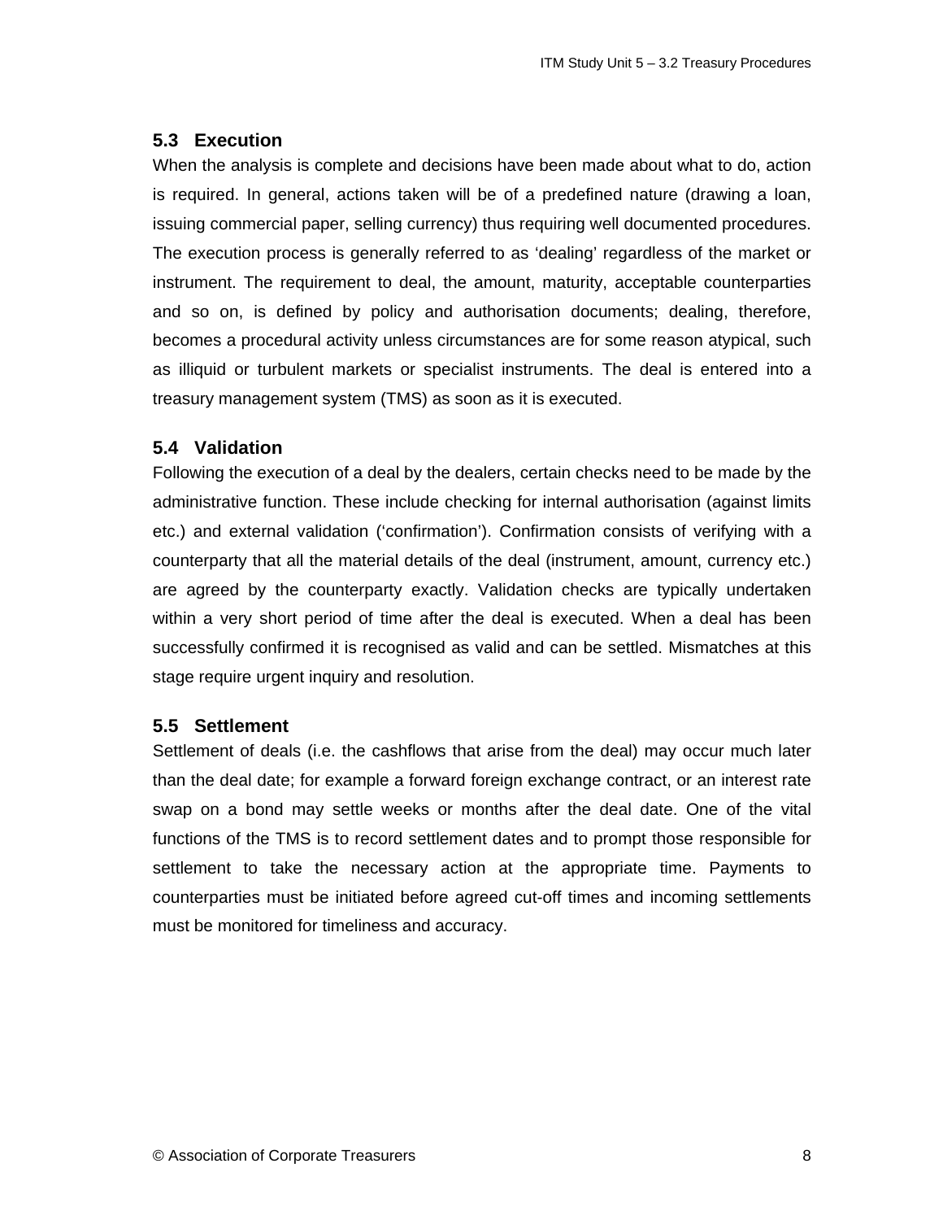### 5.3 Execution

When the analysis is complete and decisions have been made about what to do, action is required. In general, actions taken will be of a predefined nature (drawing a loan, issuing commercial paper, selling currency) thus requiring well documented procedures. The execution process is generally referred to as 'dealing' regardless of the market or instrument. The requirement to deal, the amount, maturity, acceptable counterparties and so on, is defined by policy and authorisation documents; dealing, therefore, becomes a procedural activity unless circumstances are for some reason atypical, such as illiquid or turbulent markets or specialist instruments. The deal is entered into a treasury management system (TMS) as soon as it is executed.

### 5.4 Validation

Following the execution of a deal by the dealers, certain checks need to be made by the administrative function. These include checking for internal authorisation (against limits etc.) and external validation ('confirmation'). Confirmation consists of verifying with a counterparty that all the material details of the deal (instrument, amount, currency etc.) are agreed by the counterparty exactly. Validation checks are typically undertaken within a very short period of time after the deal is executed. When a deal has been successfully confirmed it is recognised as valid and can be settled. Mismatches at this stage require urgent inquiry and resolution.

### 5.5 Settlement

Settlement of deals (i.e. the cashflows that arise from the deal) may occur much later than the deal date; for example a forward foreign exchange contract, or an interest rate swap on a bond may settle weeks or months after the deal date. One of the vital functions of the TMS is to record settlement dates and to prompt those responsible for settlement to take the necessary action at the appropriate time. Payments to counterparties must be initiated before agreed cut-off times and incoming settlements must be monitored for timeliness and accuracy.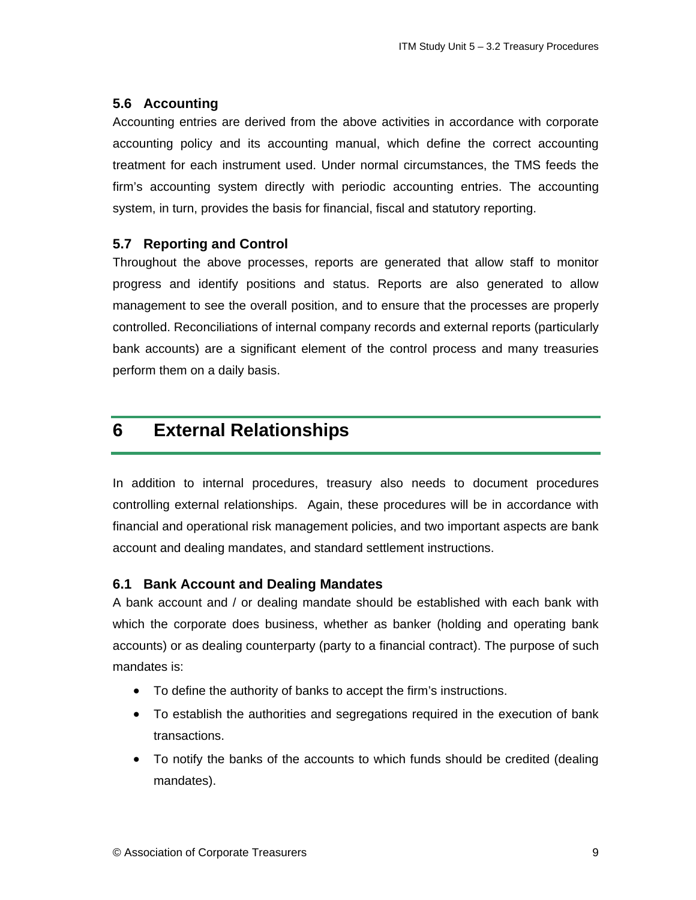### 5.6 Accounting

Accounting entries are derived from the above activities in accordance with corporate accounting policy and its accounting manual, which define the correct accounting treatment for each instrument used. Under normal circumstances, the TMS feeds the firm's accounting system directly with periodic accounting entries. The accounting system, in turn, provides the basis for financial, fiscal and statutory reporting.

### 5.7 Reporting and Control

Throughout the above processes, reports are generated that allow staff to monitor progress and identify positions and status. Reports are also generated to allow management to see the overall position, and to ensure that the processes are properly controlled. Reconciliations of internal company records and external reports (particularly bank accounts) are a significant element of the control process and many treasuries perform them on a daily basis.

## 6 External Relationships

In addition to internal procedures, treasury also needs to document procedures controlling external relationships. Again, these procedures will be in accordance with financial and operational risk management policies, and two important aspects are bank account and dealing mandates, and standard settlement instructions.

### 6.1 Bank Account and Dealing Mandates

A bank account and / or dealing mandate should be established with each bank with which the corporate does business, whether as banker (holding and operating bank accounts) or as dealing counterparty (party to a financial contract). The purpose of such mandates is:

- To define the authority of banks to accept the firm's instructions.
- To establish the authorities and segregations required in the execution of bank transactions.
- To notify the banks of the accounts to which funds should be credited (dealing mandates).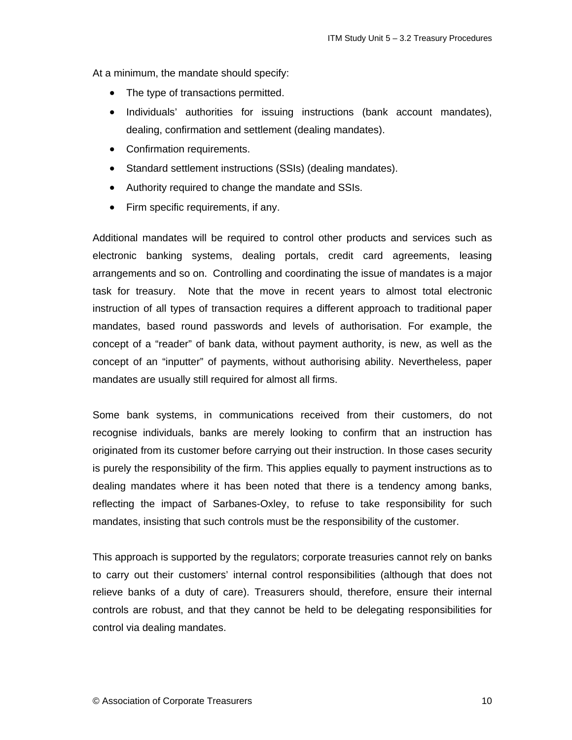At a minimum, the mandate should specify:

- The type of transactions permitted.
- Individuals' authorities for issuing instructions (bank account mandates), dealing, confirmation and settlement (dealing mandates).
- Confirmation requirements.
- Standard settlement instructions (SSIs) (dealing mandates).
- Authority required to change the mandate and SSIs.
- Firm specific requirements, if any.

Additional mandates will be required to control other products and services such as electronic banking systems, dealing portals, credit card agreements, leasing arrangements and so on. Controlling and coordinating the issue of mandates is a major task for treasury. Note that the move in recent years to almost total electronic instruction of all types of transaction requires a different approach to traditional paper mandates, based round passwords and levels of authorisation. For example, the concept of a "reader" of bank data, without payment authority, is new, as well as the concept of an "inputter" of payments, without authorising ability. Nevertheless, paper mandates are usually still required for almost all firms.

Some bank systems, in communications received from their customers, do not recognise individuals, banks are merely looking to confirm that an instruction has originated from its customer before carrying out their instruction. In those cases security is purely the responsibility of the firm. This applies equally to payment instructions as to dealing mandates where it has been noted that there is a tendency among banks, reflecting the impact of Sarbanes-Oxley, to refuse to take responsibility for such mandates, insisting that such controls must be the responsibility of the customer.

This approach is supported by the regulators; corporate treasuries cannot rely on banks to carry out their customers' internal control responsibilities (although that does not relieve banks of a duty of care). Treasurers should, therefore, ensure their internal controls are robust, and that they cannot be held to be delegating responsibilities for control via dealing mandates.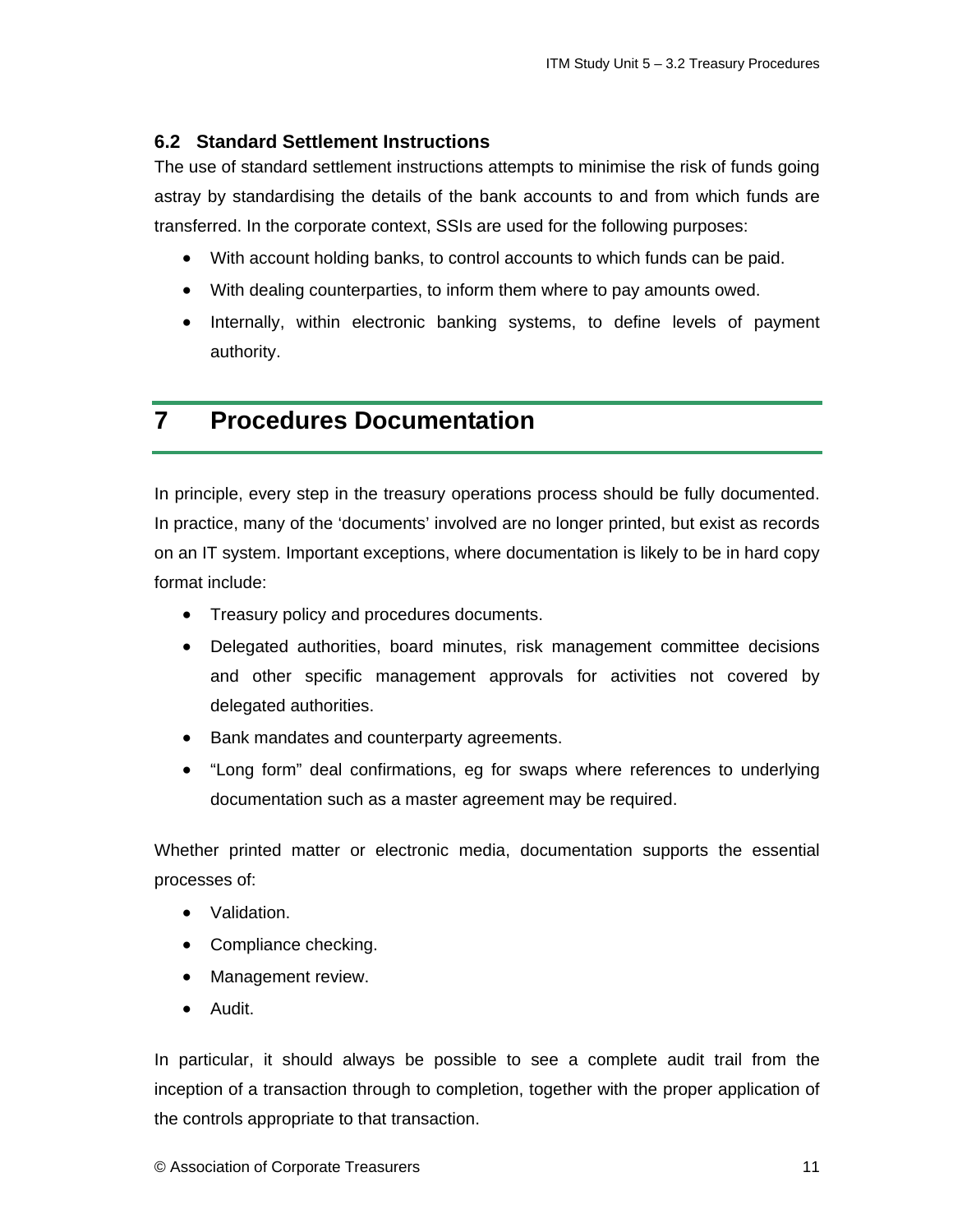### 6.2 Standard Settlement Instructions

The use of standard settlement instructions attempts to minimise the risk of funds going astray by standardising the details of the bank accounts to and from which funds are transferred. In the corporate context, SSIs are used for the following purposes:

- With account holding banks, to control accounts to which funds can be paid.
- With dealing counterparties, to inform them where to pay amounts owed.
- Internally, within electronic banking systems, to define levels of payment authority.

# 7 Procedures Documentation

In principle, every step in the treasury operations process should be fully documented. In practice, many of the 'documents' involved are no longer printed, but exist as records on an IT system. Important exceptions, where documentation is likely to be in hard copy format include:

- Treasury policy and procedures documents.
- Delegated authorities, board minutes, risk management committee decisions and other specific management approvals for activities not covered by delegated authorities.
- Bank mandates and counterparty agreements.
- "Long form" deal confirmations, eg for swaps where references to underlying documentation such as a master agreement may be required.

Whether printed matter or electronic media, documentation supports the essential processes of:

- Validation.
- Compliance checking.
- Management review.
- Audit.

In particular, it should always be possible to see a complete audit trail from the inception of a transaction through to completion, together with the proper application of the controls appropriate to that transaction.